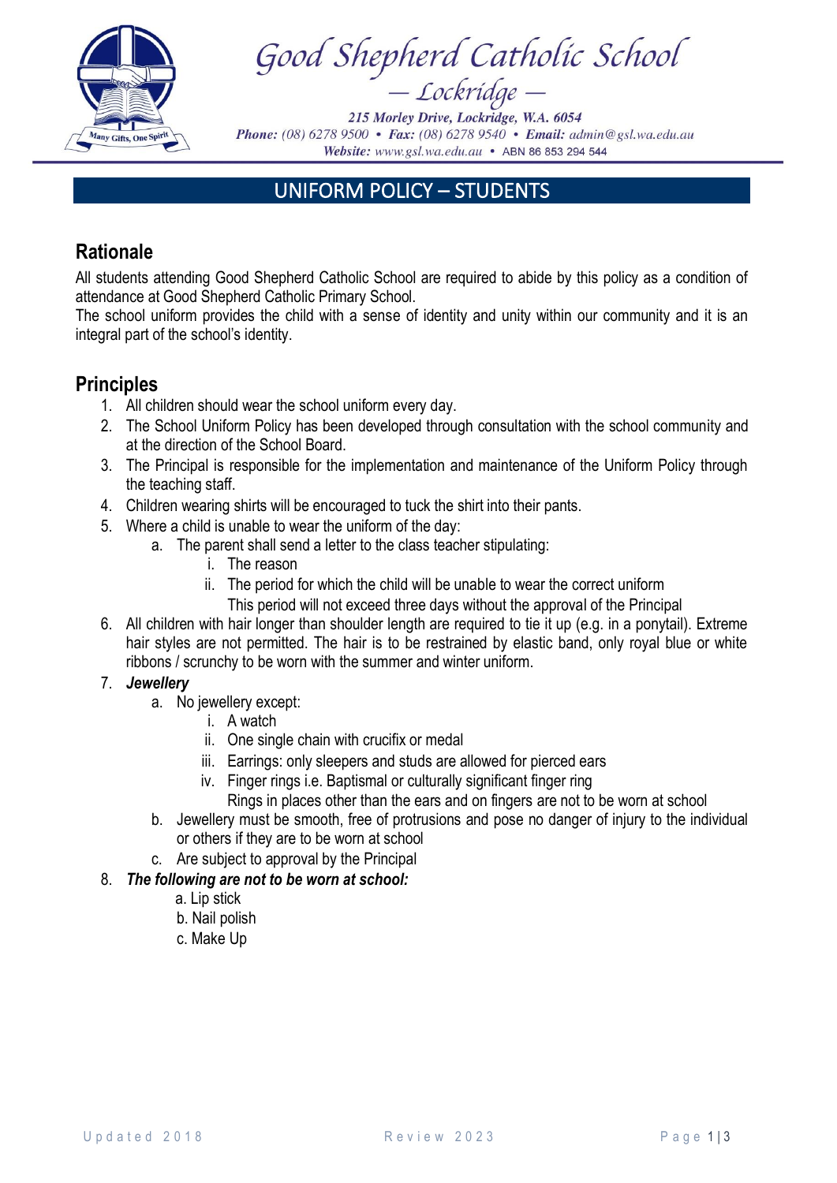# Good Shepherd Catholic School

— Lockridge —

*215 Morley Drive, Lockridge, W.A. 6054*

**Phone:** (08) 6278 9500 • **Fax:** (08) 6278 9540 • **Email:** admin@gsl.wa.edu.au

**Website:** www.gsl.wa.edu.au • ABN 86 853 294 544

## UNIFORM POLICY – STUDENTS

### Rationale

All students attending Good Shepherd Catholic School are required to abide by this policy as a condition of attendance at Good Shepherd Catholic Primary School.

The school uniform provides the child with a sense of identity and unity within our community and it is an integral part of the school's identity.

### Principles

1. All children should wear the school uniform every day.
2. The School Uniform Policy has been developed through consultation with the school community and at the direction of the School Board.
3. The Principal is responsible for the implementation and maintenance of the Uniform Policy through the teaching staff.
4. Children wearing shirts will be encouraged to tuck the shirt into their pants.
5. Where a child is unable to wear the uniform of the day:
    a. The parent shall send a letter to the class teacher stipulating:
        i. The reason
        ii. The period for which the child will be unable to wear the correct uniform
            This period will not exceed three days without the approval of the Principal
6. All children with hair longer than shoulder length are required to tie it up (e.g. in a ponytail). Extreme hair styles are not permitted. The hair is to be restrained by elastic band, only royal blue or white ribbons / scrunchy to be worn with the summer and winter uniform.
7. ***Jewellery***
    a. No jewellery except:
        i. A watch
        ii. One single chain with crucifix or medal
        iii. Earrings: only sleepers and studs are allowed for pierced ears
        iv. Finger rings i.e. Baptismal or culturally significant finger ring
            Rings in places other than the ears and on fingers are not to be worn at school
    b. Jewellery must be smooth, free of protrusions and pose no danger of injury to the individual or others if they are to be worn at school
    c. Are subject to approval by the Principal
8. ***The following are not to be worn at school:***
    a. Lip stick
    b. Nail polish
    c. Make Up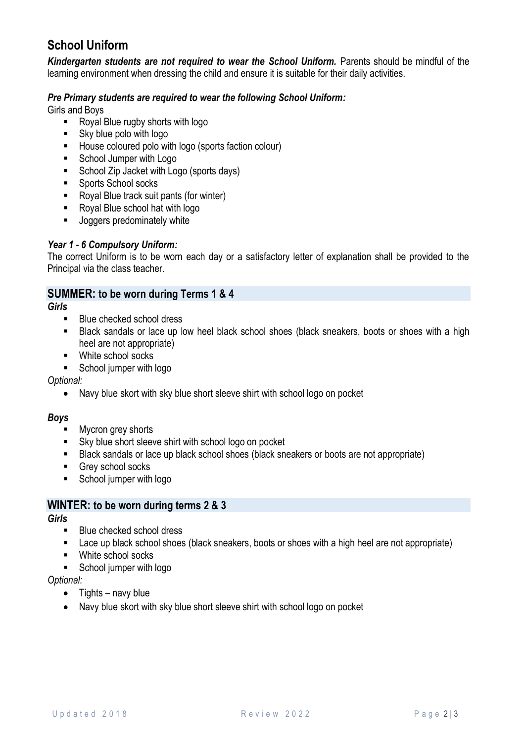## School Uniform

***Kindergarten students are not required to wear the School Uniform.*** Parents should be mindful of the learning environment when dressing the child and ensure it is suitable for their daily activities.

### *Pre Primary students are required to wear the following School Uniform:*

Girls and Boys

- Royal Blue rugby shorts with logo
- Sky blue polo with logo
- House coloured polo with logo (sports faction colour)
- School Jumper with Logo
- School Zip Jacket with Logo (sports days)
- Sports School socks
- Royal Blue track suit pants (for winter)
- Royal Blue school hat with logo
- Joggers predominately white

### *Year 1 - 6 Compulsory Uniform:*

The correct Uniform is to be worn each day or a satisfactory letter of explanation shall be provided to the Principal via the class teacher.

### SUMMER: to be worn during Terms 1 & 4

***Girls***

- Blue checked school dress
- Black sandals or lace up low heel black school shoes (black sneakers, boots or shoes with a high heel are not appropriate)
- White school socks
- School jumper with logo

*Optional:*

- Navy blue skort with sky blue short sleeve shirt with school logo on pocket

***Boys***

- Mycron grey shorts
- Sky blue short sleeve shirt with school logo on pocket
- Black sandals or lace up black school shoes (black sneakers or boots are not appropriate)
- Grey school socks
- School jumper with logo

### WINTER: to be worn during terms 2 & 3

***Girls***

- Blue checked school dress
- Lace up black school shoes (black sneakers, boots or shoes with a high heel are not appropriate)
- White school socks
- School jumper with logo

*Optional:*

- Tights – navy blue
- Navy blue skort with sky blue short sleeve shirt with school logo on pocket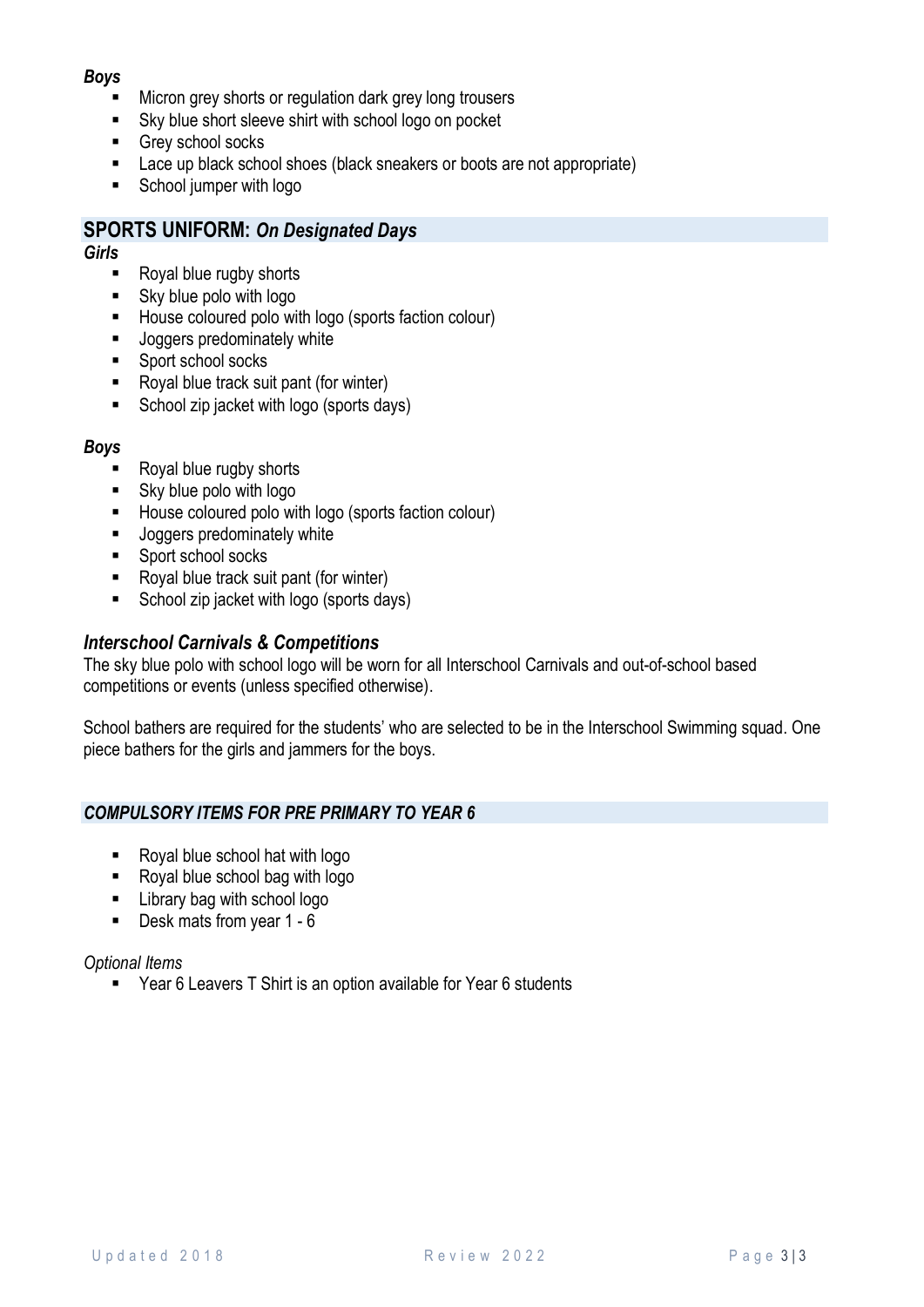*Boys*

- Micron grey shorts or regulation dark grey long trousers
- Sky blue short sleeve shirt with school logo on pocket
- Grey school socks
- Lace up black school shoes (black sneakers or boots are not appropriate)
- School jumper with logo

## SPORTS UNIFORM: *On Designated Days*

***Girls***

- Royal blue rugby shorts
- Sky blue polo with logo
- House coloured polo with logo (sports faction colour)
- Joggers predominately white
- Sport school socks
- Royal blue track suit pant (for winter)
- School zip jacket with logo (sports days)

***Boys***

- Royal blue rugby shorts
- Sky blue polo with logo
- House coloured polo with logo (sports faction colour)
- Joggers predominately white
- Sport school socks
- Royal blue track suit pant (for winter)
- School zip jacket with logo (sports days)

### *Interschool Carnivals & Competitions*

The sky blue polo with school logo will be worn for all Interschool Carnivals and out-of-school based competitions or events (unless specified otherwise).

School bathers are required for the students' who are selected to be in the Interschool Swimming squad. One piece bathers for the girls and jammers for the boys.

### *COMPULSORY ITEMS FOR PRE PRIMARY TO YEAR 6*

- Royal blue school hat with logo
- Royal blue school bag with logo
- Library bag with school logo
- Desk mats from year 1 - 6

*Optional Items*

- Year 6 Leavers T Shirt is an option available for Year 6 students